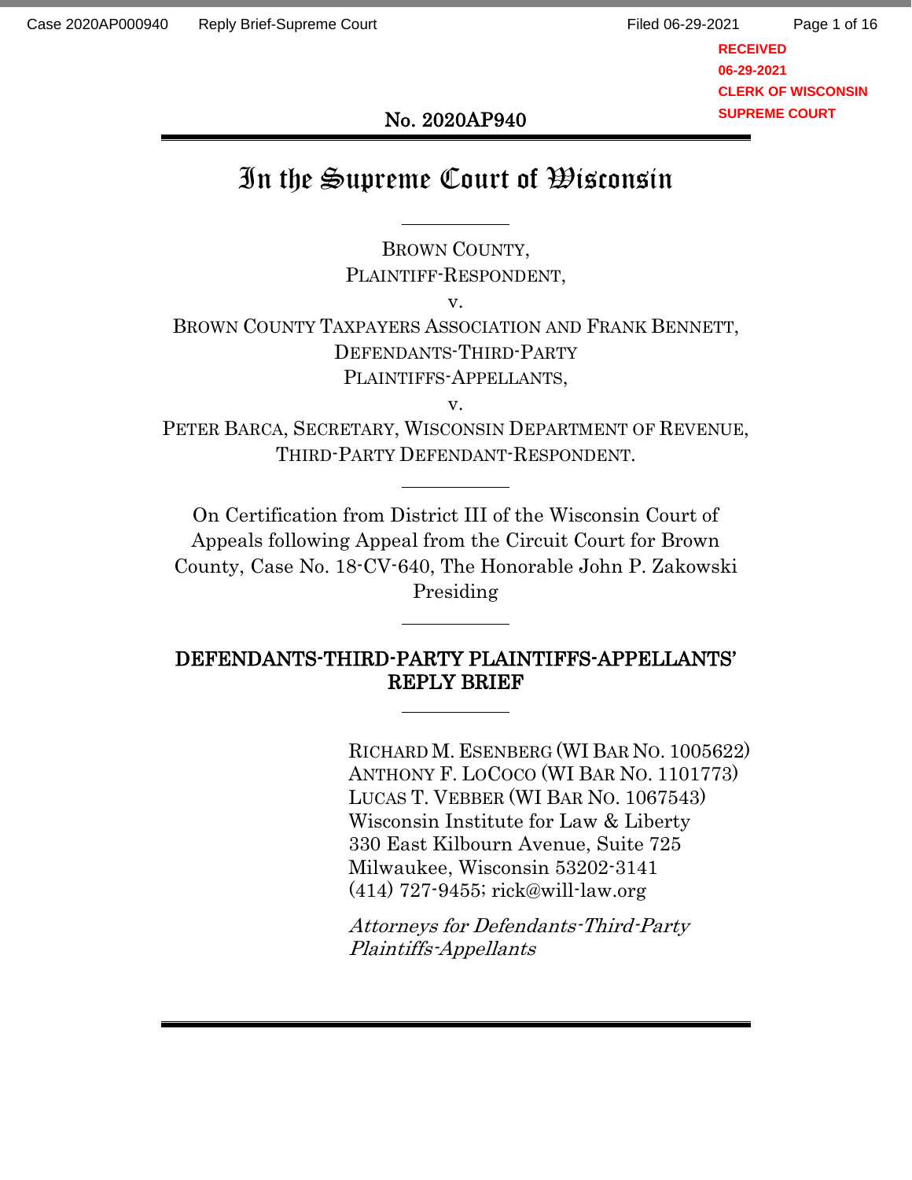No. 2020AP940

# In the Supreme Court of Wisconsin

BROWN COUNTY,
PLAINTIFF-RESPONDENT,

v.

BROWN COUNTY TAXPAYERS ASSOCIATION AND FRANK BENNETT,
DEFENDANTS-THIRD-PARTY
PLAINTIFFS-APPELLANTS,

v.

PETER BARCA, SECRETARY, WISCONSIN DEPARTMENT OF REVENUE,
THIRD-PARTY DEFENDANT-RESPONDENT.

On Certification from District III of the Wisconsin Court of Appeals following Appeal from the Circuit Court for Brown County, Case No. 18-CV-640, The Honorable John P. Zakowski Presiding

## DEFENDANTS-THIRD-PARTY PLAINTIFFS-APPELLANTS' REPLY BRIEF

RICHARD M. ESENBERG (WI BAR NO. 1005622)
ANTHONY F. LOCOCO (WI BAR NO. 1101773)
LUCAS T. VEBBER (WI BAR NO. 1067543)
Wisconsin Institute for Law & Liberty
330 East Kilbourn Avenue, Suite 725
Milwaukee, Wisconsin 53202-3141
(414) 727-9455; rick@will-law.org

*Attorneys for Defendants-Third-Party Plaintiffs-Appellants*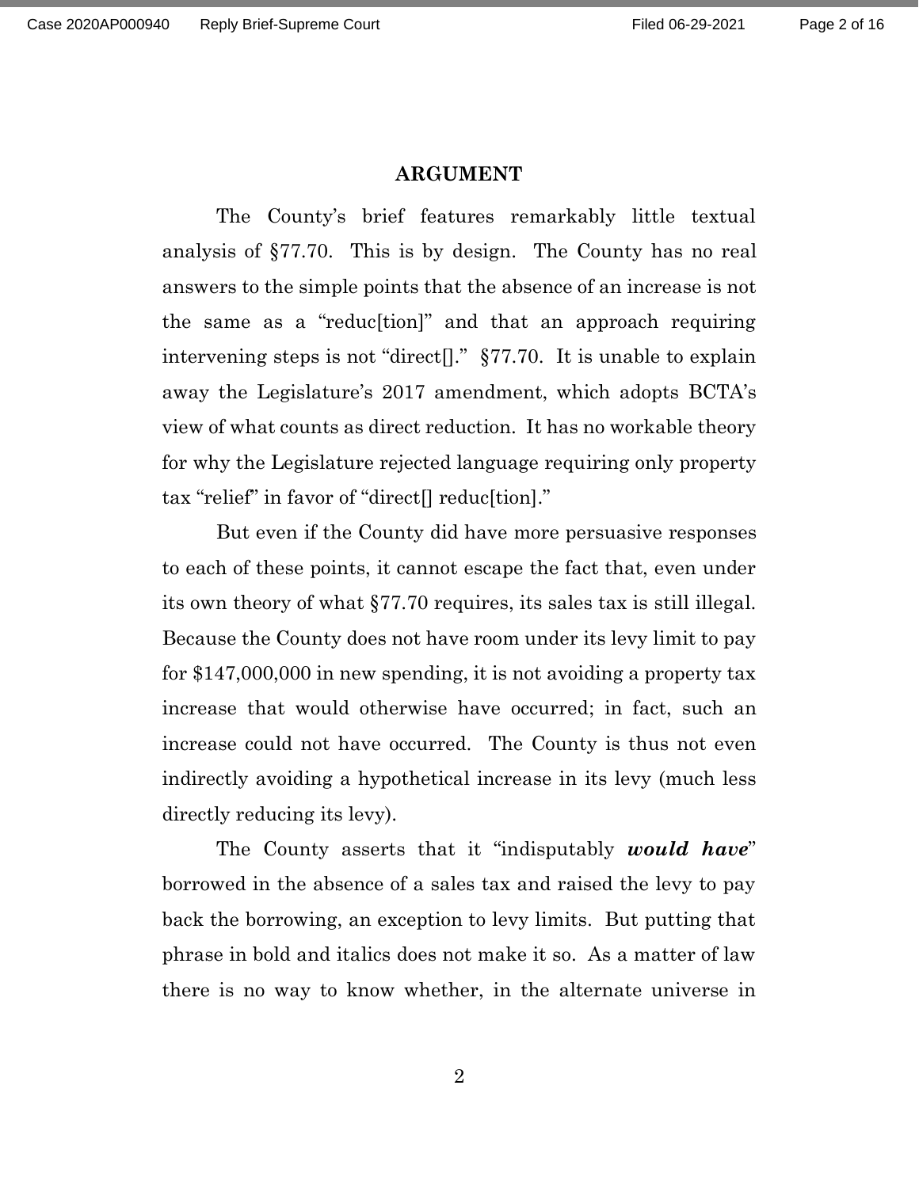**ARGUMENT**

The County's brief features remarkably little textual analysis of §77.70. This is by design. The County has no real answers to the simple points that the absence of an increase is not the same as a "reduc[tion]" and that an approach requiring intervening steps is not "direct[]." §77.70. It is unable to explain away the Legislature's 2017 amendment, which adopts BCTA's view of what counts as direct reduction. It has no workable theory for why the Legislature rejected language requiring only property tax "relief" in favor of "direct[] reduc[tion]."

But even if the County did have more persuasive responses to each of these points, it cannot escape the fact that, even under its own theory of what §77.70 requires, its sales tax is still illegal. Because the County does not have room under its levy limit to pay for $147,000,000 in new spending, it is not avoiding a property tax increase that would otherwise have occurred; in fact, such an increase could not have occurred. The County is thus not even indirectly avoiding a hypothetical increase in its levy (much less directly reducing its levy).

The County asserts that it "indisputably ***would have***" borrowed in the absence of a sales tax and raised the levy to pay back the borrowing, an exception to levy limits. But putting that phrase in bold and italics does not make it so. As a matter of law there is no way to know whether, in the alternate universe in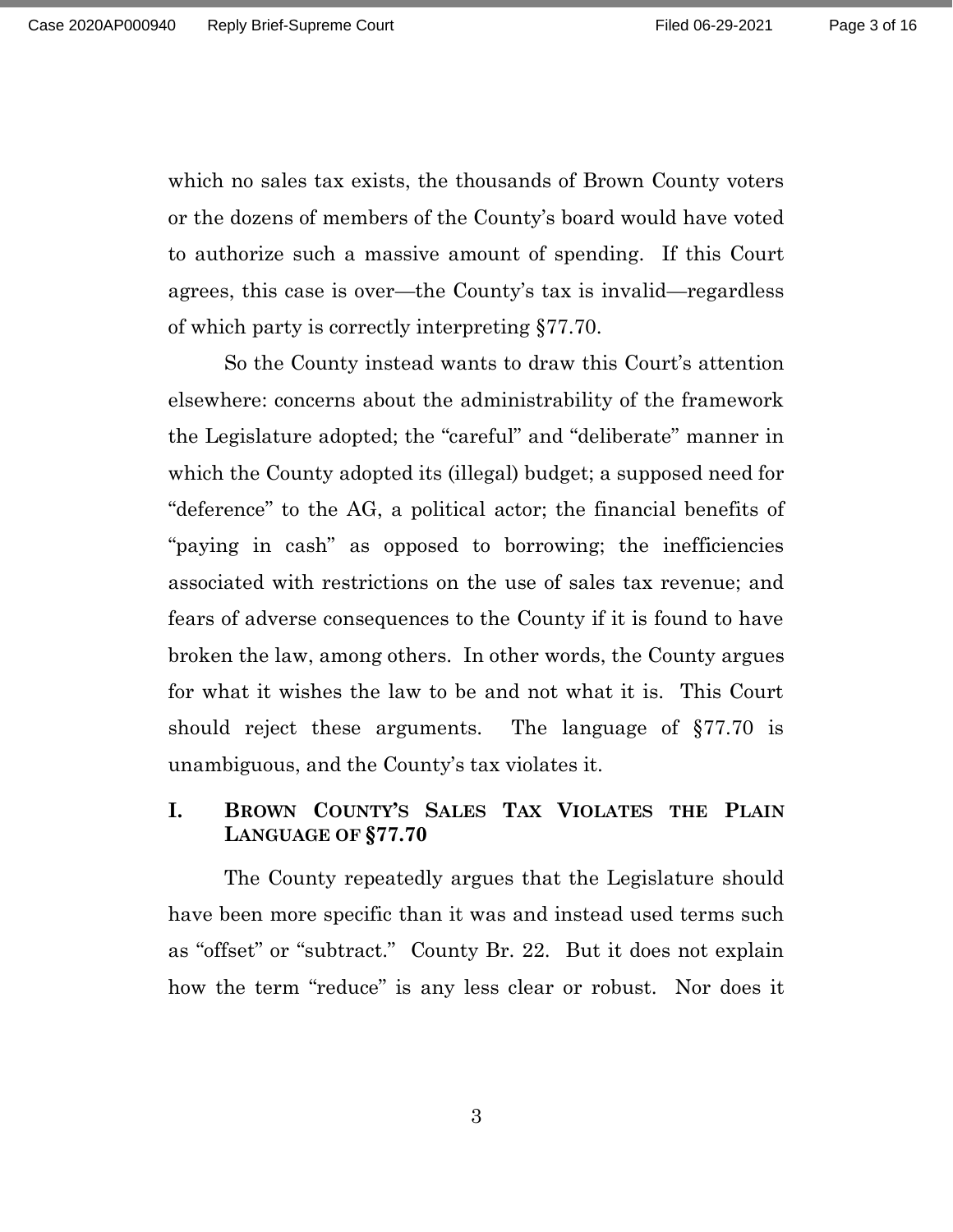which no sales tax exists, the thousands of Brown County voters or the dozens of members of the County's board would have voted to authorize such a massive amount of spending. If this Court agrees, this case is over—the County's tax is invalid—regardless of which party is correctly interpreting §77.70.

So the County instead wants to draw this Court's attention elsewhere: concerns about the administrability of the framework the Legislature adopted; the "careful" and "deliberate" manner in which the County adopted its (illegal) budget; a supposed need for "deference" to the AG, a political actor; the financial benefits of "paying in cash" as opposed to borrowing; the inefficiencies associated with restrictions on the use of sales tax revenue; and fears of adverse consequences to the County if it is found to have broken the law, among others. In other words, the County argues for what it wishes the law to be and not what it is. This Court should reject these arguments. The language of §77.70 is unambiguous, and the County's tax violates it.

## I. BROWN COUNTY'S SALES TAX VIOLATES THE PLAIN LANGUAGE OF §77.70

The County repeatedly argues that the Legislature should have been more specific than it was and instead used terms such as "offset" or "subtract." County Br. 22. But it does not explain how the term "reduce" is any less clear or robust. Nor does it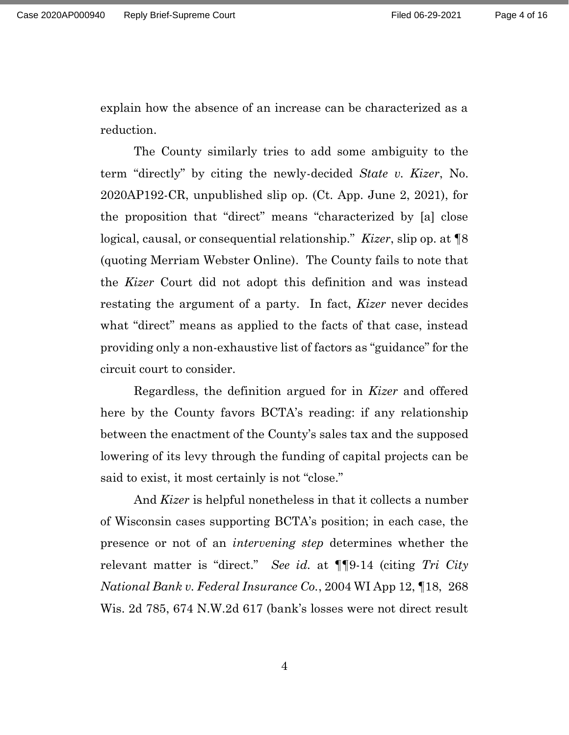explain how the absence of an increase can be characterized as a reduction.

The County similarly tries to add some ambiguity to the term "directly" by citing the newly-decided *State v. Kizer*, No. 2020AP192-CR, unpublished slip op. (Ct. App. June 2, 2021), for the proposition that "direct" means "characterized by [a] close logical, causal, or consequential relationship." *Kizer*, slip op. at ¶8 (quoting Merriam Webster Online). The County fails to note that the *Kizer* Court did not adopt this definition and was instead restating the argument of a party. In fact, *Kizer* never decides what "direct" means as applied to the facts of that case, instead providing only a non-exhaustive list of factors as "guidance" for the circuit court to consider.

Regardless, the definition argued for in *Kizer* and offered here by the County favors BCTA's reading: if any relationship between the enactment of the County's sales tax and the supposed lowering of its levy through the funding of capital projects can be said to exist, it most certainly is not "close."

And *Kizer* is helpful nonetheless in that it collects a number of Wisconsin cases supporting BCTA's position; in each case, the presence or not of an *intervening step* determines whether the relevant matter is "direct." *See id.* at ¶¶9-14 (citing *Tri City National Bank v. Federal Insurance Co.*, 2004 WI App 12, ¶18, 268 Wis. 2d 785, 674 N.W.2d 617 (bank's losses were not direct result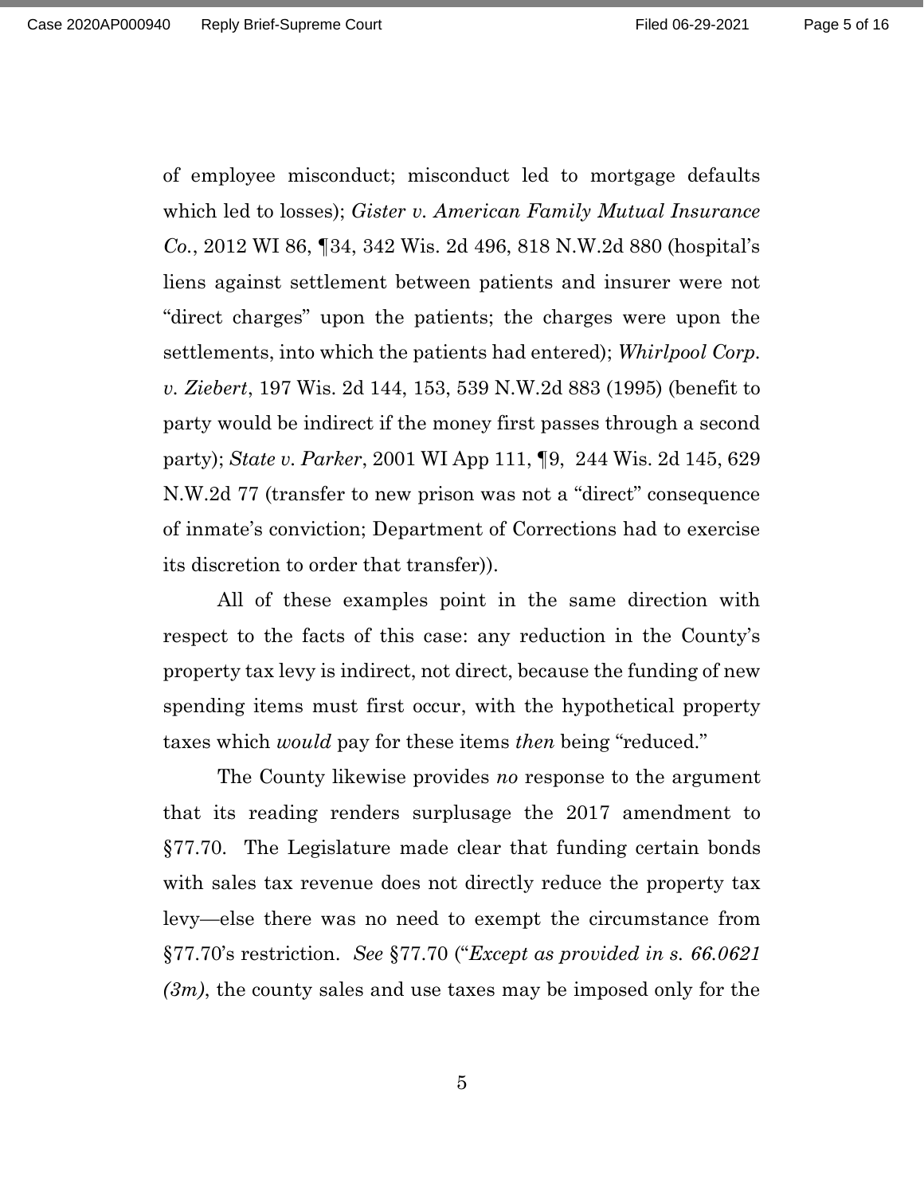of employee misconduct; misconduct led to mortgage defaults which led to losses); *Gister v. American Family Mutual Insurance Co.*, 2012 WI 86, ¶34, 342 Wis. 2d 496, 818 N.W.2d 880 (hospital's liens against settlement between patients and insurer were not "direct charges" upon the patients; the charges were upon the settlements, into which the patients had entered); *Whirlpool Corp. v. Ziebert*, 197 Wis. 2d 144, 153, 539 N.W.2d 883 (1995) (benefit to party would be indirect if the money first passes through a second party); *State v. Parker*, 2001 WI App 111, ¶9, 244 Wis. 2d 145, 629 N.W.2d 77 (transfer to new prison was not a "direct" consequence of inmate's conviction; Department of Corrections had to exercise its discretion to order that transfer)).

All of these examples point in the same direction with respect to the facts of this case: any reduction in the County's property tax levy is indirect, not direct, because the funding of new spending items must first occur, with the hypothetical property taxes which *would* pay for these items *then* being "reduced."

The County likewise provides *no* response to the argument that its reading renders surplusage the 2017 amendment to §77.70. The Legislature made clear that funding certain bonds with sales tax revenue does not directly reduce the property tax levy—else there was no need to exempt the circumstance from §77.70's restriction. *See* §77.70 ("*Except as provided in s. 66.0621 (3m)*, the county sales and use taxes may be imposed only for the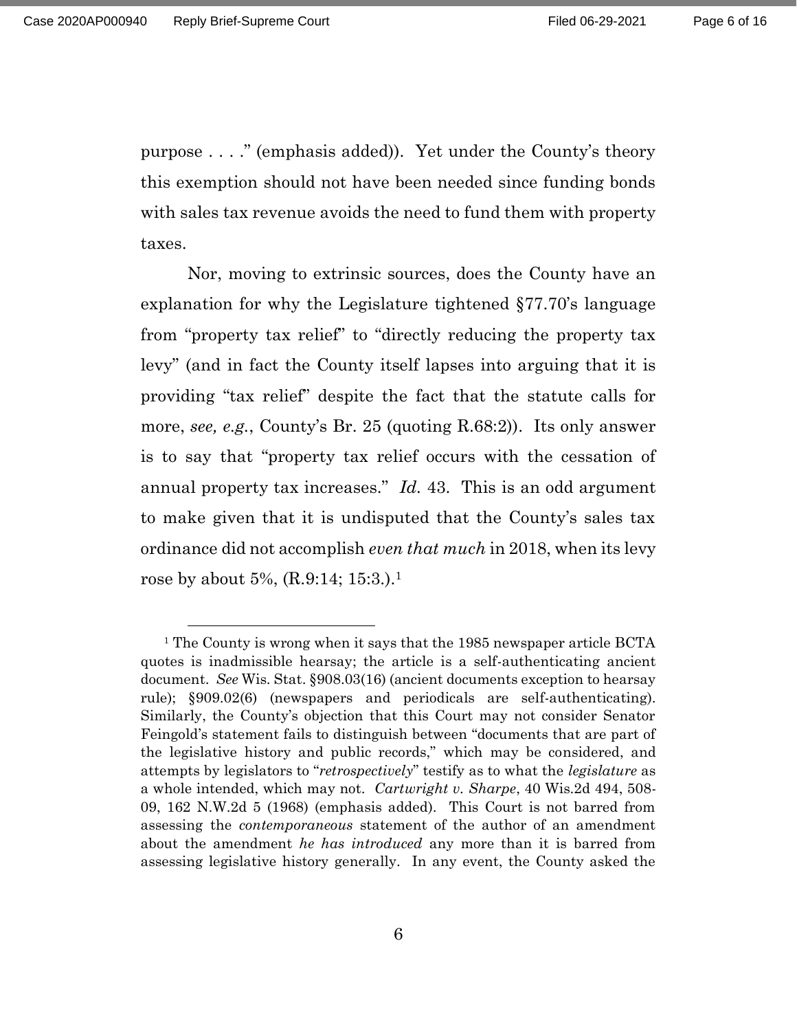purpose . . . ." (emphasis added)). Yet under the County's theory this exemption should not have been needed since funding bonds with sales tax revenue avoids the need to fund them with property taxes.

Nor, moving to extrinsic sources, does the County have an explanation for why the Legislature tightened §77.70's language from "property tax relief" to "directly reducing the property tax levy" (and in fact the County itself lapses into arguing that it is providing "tax relief" despite the fact that the statute calls for more, *see, e.g.*, County's Br. 25 (quoting R.68:2)). Its only answer is to say that "property tax relief occurs with the cessation of annual property tax increases." *Id.* 43. This is an odd argument to make given that it is undisputed that the County's sales tax ordinance did not accomplish *even that much* in 2018, when its levy rose by about 5%, (R.9:14; 15:3.).[1]

[1] The County is wrong when it says that the 1985 newspaper article BCTA quotes is inadmissible hearsay; the article is a self-authenticating ancient document. *See* Wis. Stat. §908.03(16) (ancient documents exception to hearsay rule); §909.02(6) (newspapers and periodicals are self-authenticating). Similarly, the County's objection that this Court may not consider Senator Feingold's statement fails to distinguish between "documents that are part of the legislative history and public records," which may be considered, and attempts by legislators to "*retrospectively*" testify as to what the *legislature* as a whole intended, which may not. *Cartwright v. Sharpe*, 40 Wis.2d 494, 508-09, 162 N.W.2d 5 (1968) (emphasis added). This Court is not barred from assessing the *contemporaneous* statement of the author of an amendment about the amendment *he has introduced* any more than it is barred from assessing legislative history generally. In any event, the County asked the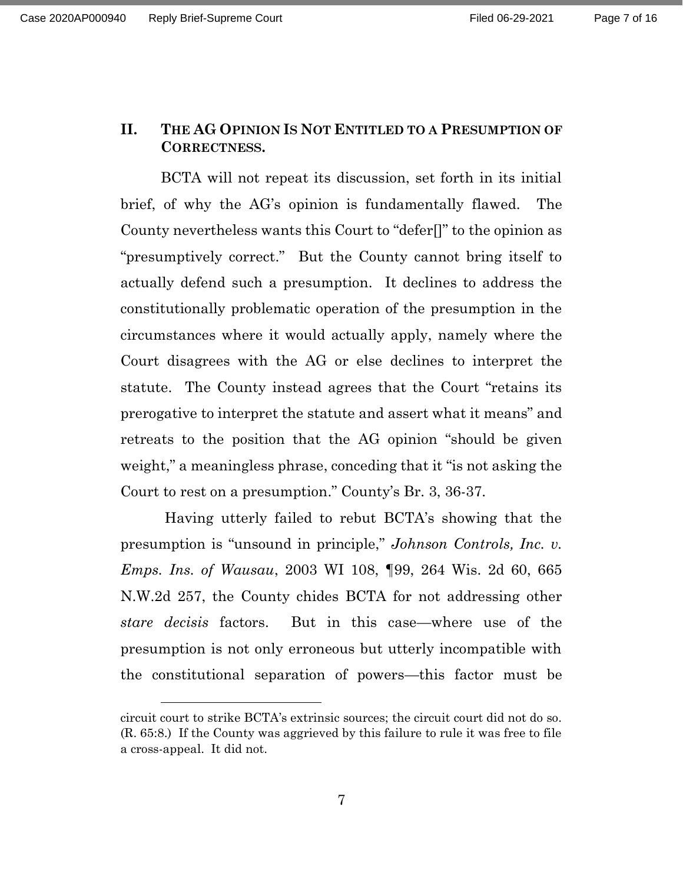## II. THE AG OPINION IS NOT ENTITLED TO A PRESUMPTION OF CORRECTNESS.

BCTA will not repeat its discussion, set forth in its initial brief, of why the AG's opinion is fundamentally flawed. The County nevertheless wants this Court to "defer[]" to the opinion as "presumptively correct." But the County cannot bring itself to actually defend such a presumption. It declines to address the constitutionally problematic operation of the presumption in the circumstances where it would actually apply, namely where the Court disagrees with the AG or else declines to interpret the statute. The County instead agrees that the Court "retains its prerogative to interpret the statute and assert what it means" and retreats to the position that the AG opinion "should be given weight," a meaningless phrase, conceding that it "is not asking the Court to rest on a presumption." County's Br. 3, 36-37.

Having utterly failed to rebut BCTA's showing that the presumption is "unsound in principle," *Johnson Controls, Inc. v. Emps. Ins. of Wausau*, 2003 WI 108, ¶99, 264 Wis. 2d 60, 665 N.W.2d 257, the County chides BCTA for not addressing other *stare decisis* factors. But in this case—where use of the presumption is not only erroneous but utterly incompatible with the constitutional separation of powers—this factor must be

---

circuit court to strike BCTA's extrinsic sources; the circuit court did not do so. (R. 65:8.) If the County was aggrieved by this failure to rule it was free to file a cross-appeal. It did not.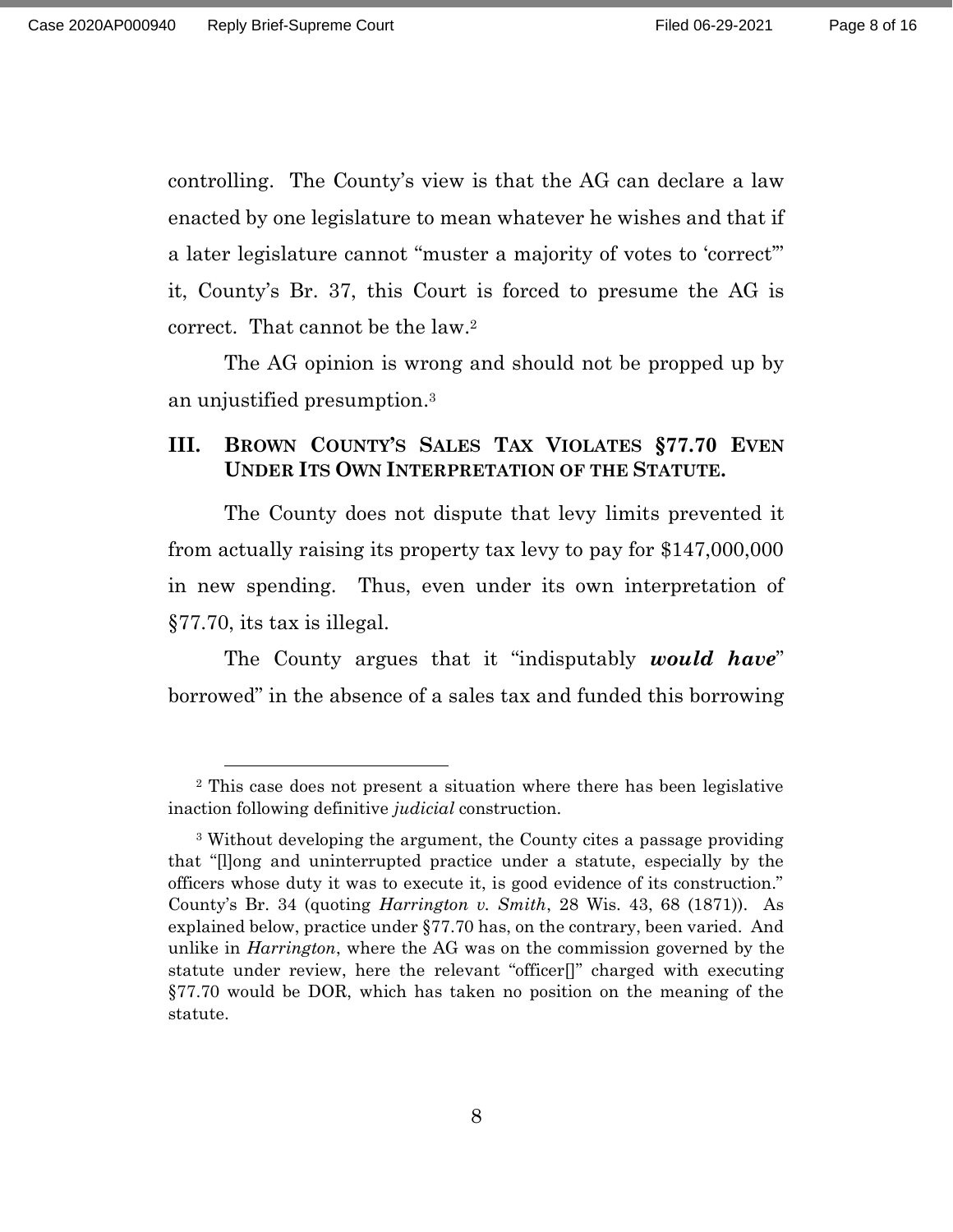controlling. The County's view is that the AG can declare a law enacted by one legislature to mean whatever he wishes and that if a later legislature cannot "muster a majority of votes to 'correct'" it, County's Br. 37, this Court is forced to presume the AG is correct. That cannot be the law.[2]

The AG opinion is wrong and should not be propped up by an unjustified presumption.[3]

## III. BROWN COUNTY'S SALES TAX VIOLATES §77.70 EVEN UNDER ITS OWN INTERPRETATION OF THE STATUTE.

The County does not dispute that levy limits prevented it from actually raising its property tax levy to pay for $147,000,000 in new spending. Thus, even under its own interpretation of §77.70, its tax is illegal.

The County argues that it "indisputably ***would have***" borrowed" in the absence of a sales tax and funded this borrowing

---

[2] This case does not present a situation where there has been legislative inaction following definitive *judicial* construction.

[3] Without developing the argument, the County cites a passage providing that "[l]ong and uninterrupted practice under a statute, especially by the officers whose duty it was to execute it, is good evidence of its construction." County's Br. 34 (quoting *Harrington v. Smith*, 28 Wis. 43, 68 (1871)). As explained below, practice under §77.70 has, on the contrary, been varied. And unlike in *Harrington*, where the AG was on the commission governed by the statute under review, here the relevant "officer[]" charged with executing §77.70 would be DOR, which has taken no position on the meaning of the statute.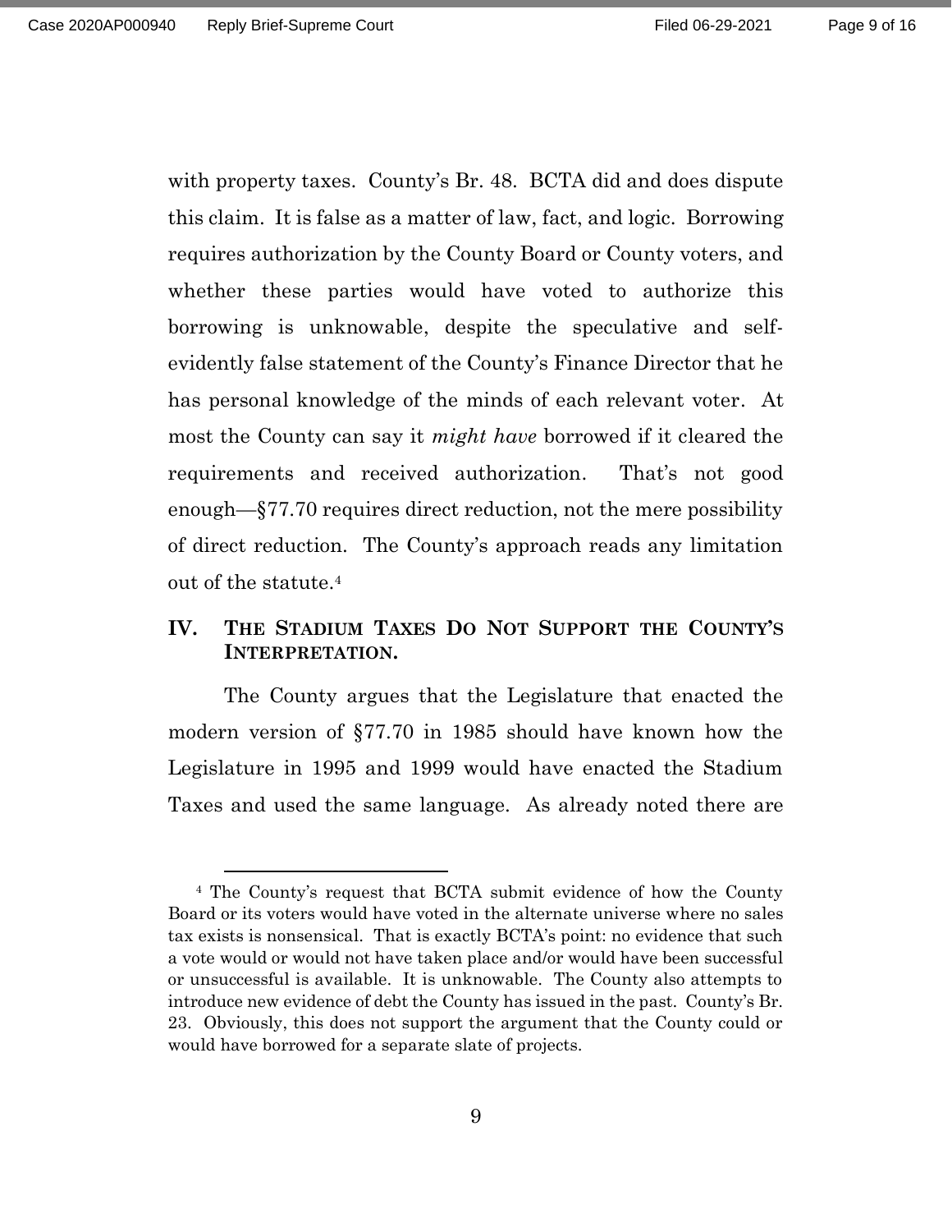with property taxes. County's Br. 48. BCTA did and does dispute this claim. It is false as a matter of law, fact, and logic. Borrowing requires authorization by the County Board or County voters, and whether these parties would have voted to authorize this borrowing is unknowable, despite the speculative and self-evidently false statement of the County's Finance Director that he has personal knowledge of the minds of each relevant voter. At most the County can say it *might have* borrowed if it cleared the requirements and received authorization. That's not good enough—§77.70 requires direct reduction, not the mere possibility of direct reduction. The County's approach reads any limitation out of the statute.[4]

## IV. The Stadium Taxes Do Not Support the County's Interpretation.

The County argues that the Legislature that enacted the modern version of §77.70 in 1985 should have known how the Legislature in 1995 and 1999 would have enacted the Stadium Taxes and used the same language. As already noted there are

---

[4] The County's request that BCTA submit evidence of how the County Board or its voters would have voted in the alternate universe where no sales tax exists is nonsensical. That is exactly BCTA's point: no evidence that such a vote would or would not have taken place and/or would have been successful or unsuccessful is available. It is unknowable. The County also attempts to introduce new evidence of debt the County has issued in the past. County's Br. 23. Obviously, this does not support the argument that the County could or would have borrowed for a separate slate of projects.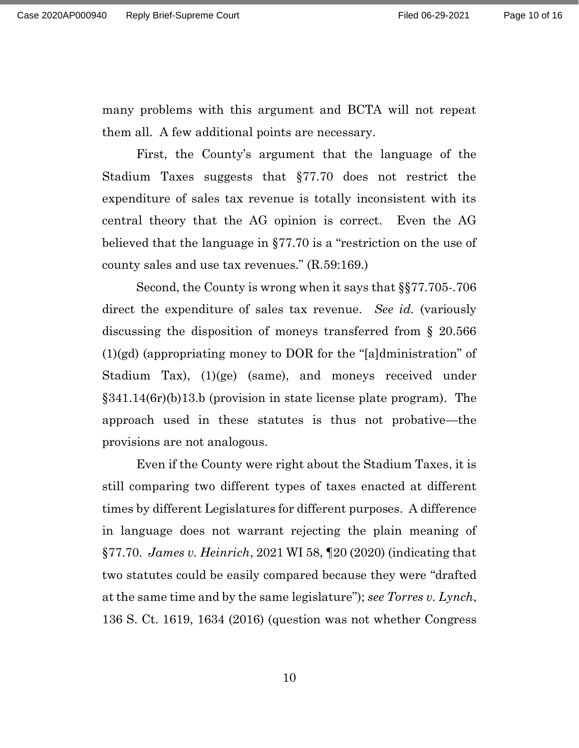many problems with this argument and BCTA will not repeat them all. A few additional points are necessary.

First, the County's argument that the language of the Stadium Taxes suggests that §77.70 does not restrict the expenditure of sales tax revenue is totally inconsistent with its central theory that the AG opinion is correct. Even the AG believed that the language in §77.70 is a "restriction on the use of county sales and use tax revenues." (R.59:169.)

Second, the County is wrong when it says that §§77.705-.706 direct the expenditure of sales tax revenue. *See id.* (variously discussing the disposition of moneys transferred from § 20.566 (1)(gd) (appropriating money to DOR for the "[a]dministration" of Stadium Tax), (1)(ge) (same), and moneys received under §341.14(6r)(b)13.b (provision in state license plate program). The approach used in these statutes is thus not probative—the provisions are not analogous.

Even if the County were right about the Stadium Taxes, it is still comparing two different types of taxes enacted at different times by different Legislatures for different purposes. A difference in language does not warrant rejecting the plain meaning of §77.70. *James v. Heinrich*, 2021 WI 58, ¶20 (2020) (indicating that two statutes could be easily compared because they were "drafted at the same time and by the same legislature"); *see Torres v. Lynch*, 136 S. Ct. 1619, 1634 (2016) (question was not whether Congress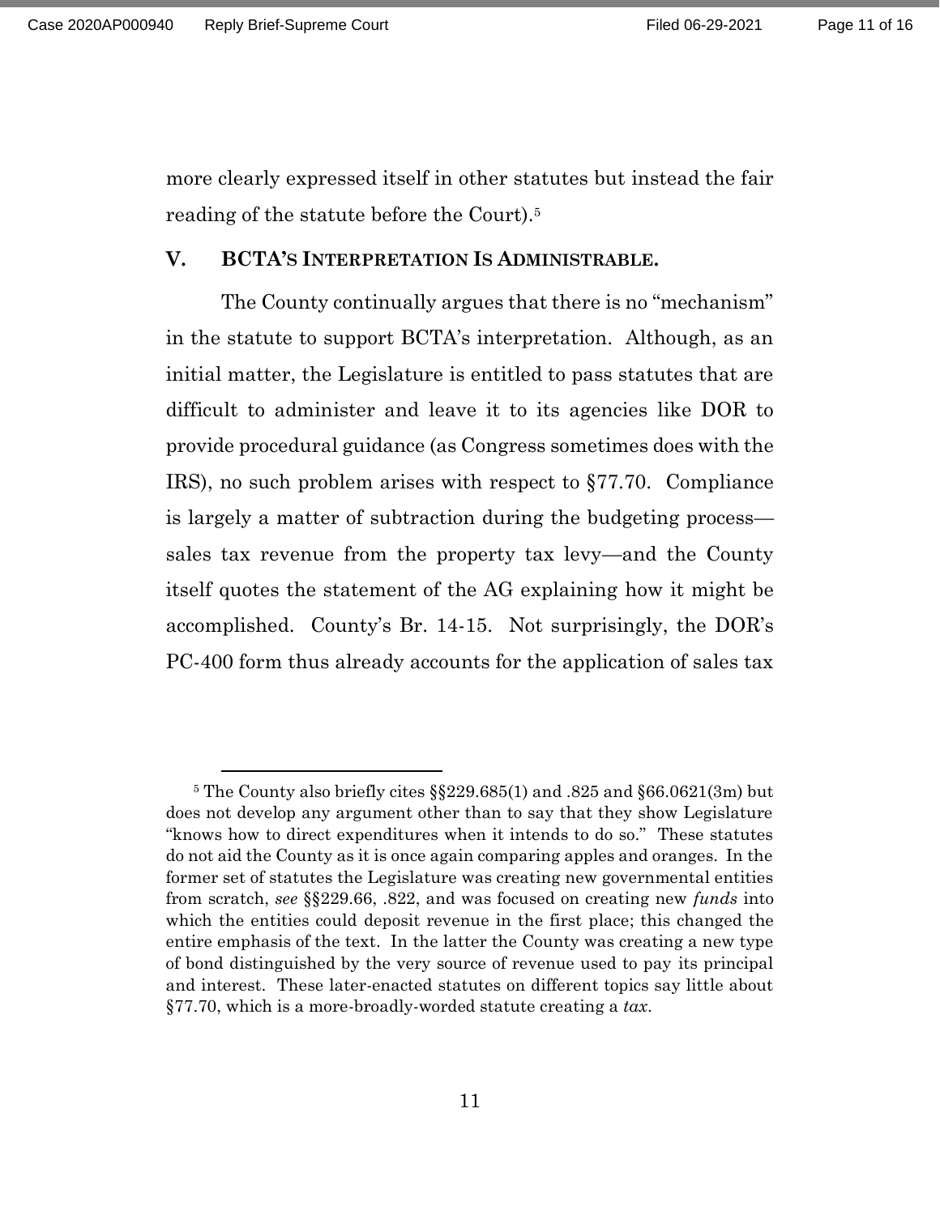more clearly expressed itself in other statutes but instead the fair reading of the statute before the Court).[5]

## V. BCTA'S INTERPRETATION IS ADMINISTRABLE.

The County continually argues that there is no "mechanism" in the statute to support BCTA's interpretation. Although, as an initial matter, the Legislature is entitled to pass statutes that are difficult to administer and leave it to its agencies like DOR to provide procedural guidance (as Congress sometimes does with the IRS), no such problem arises with respect to §77.70. Compliance is largely a matter of subtraction during the budgeting process—sales tax revenue from the property tax levy—and the County itself quotes the statement of the AG explaining how it might be accomplished. County's Br. 14-15. Not surprisingly, the DOR's PC-400 form thus already accounts for the application of sales tax

---

[5] The County also briefly cites §§229.685(1) and .825 and §66.0621(3m) but does not develop any argument other than to say that they show Legislature "knows how to direct expenditures when it intends to do so." These statutes do not aid the County as it is once again comparing apples and oranges. In the former set of statutes the Legislature was creating new governmental entities from scratch, *see* §§229.66, .822, and was focused on creating new *funds* into which the entities could deposit revenue in the first place; this changed the entire emphasis of the text. In the latter the County was creating a new type of bond distinguished by the very source of revenue used to pay its principal and interest. These later-enacted statutes on different topics say little about §77.70, which is a more-broadly-worded statute creating a *tax*.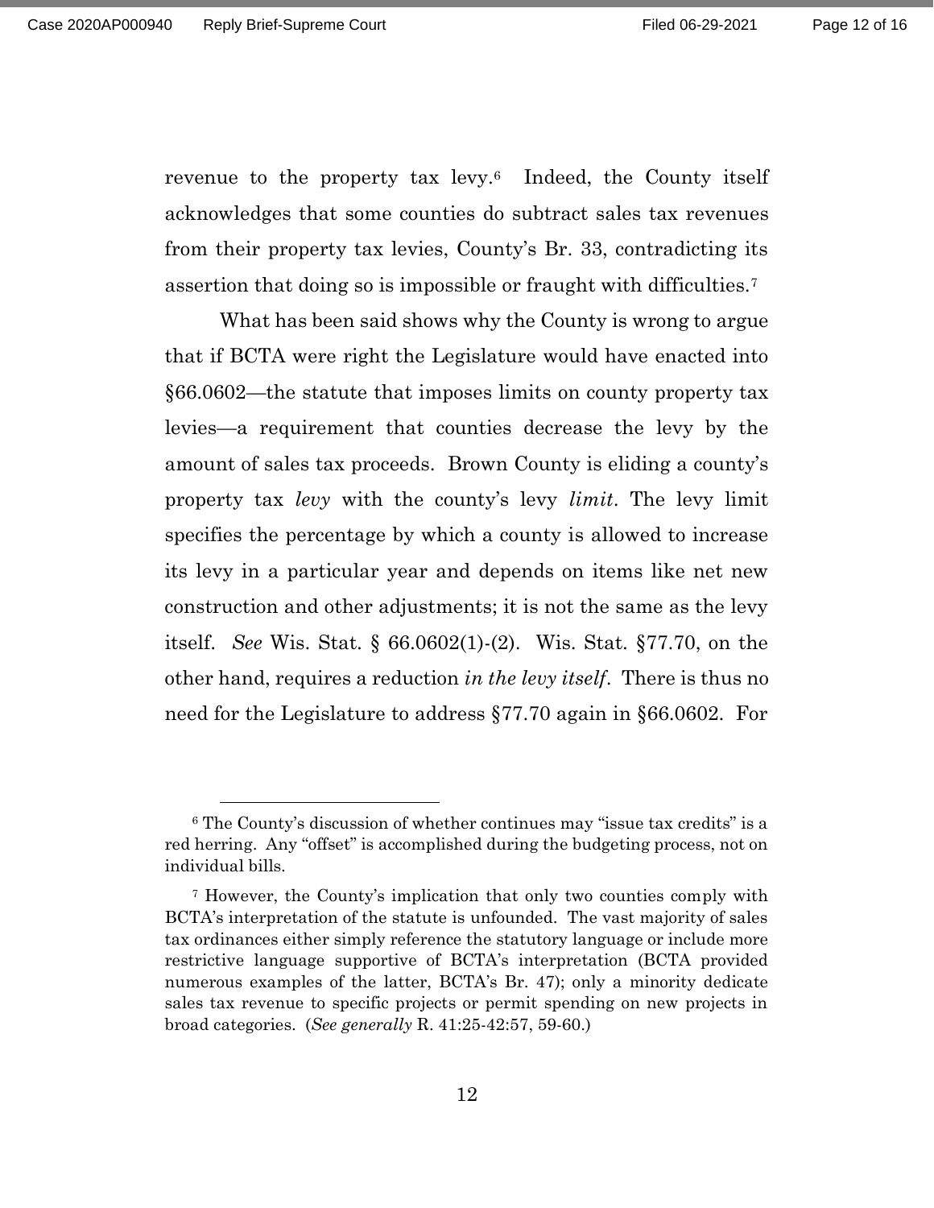revenue to the property tax levy.[6] Indeed, the County itself acknowledges that some counties do subtract sales tax revenues from their property tax levies, County's Br. 33, contradicting its assertion that doing so is impossible or fraught with difficulties.[7]

What has been said shows why the County is wrong to argue that if BCTA were right the Legislature would have enacted into §66.0602—the statute that imposes limits on county property tax levies—a requirement that counties decrease the levy by the amount of sales tax proceeds. Brown County is eliding a county's property tax *levy* with the county's levy *limit*. The levy limit specifies the percentage by which a county is allowed to increase its levy in a particular year and depends on items like net new construction and other adjustments; it is not the same as the levy itself. *See* Wis. Stat. § 66.0602(1)-(2). Wis. Stat. §77.70, on the other hand, requires a reduction *in the levy itself*. There is thus no need for the Legislature to address §77.70 again in §66.0602. For

---

[6] The County's discussion of whether continues may "issue tax credits" is a red herring. Any "offset" is accomplished during the budgeting process, not on individual bills.

[7] However, the County's implication that only two counties comply with BCTA's interpretation of the statute is unfounded. The vast majority of sales tax ordinances either simply reference the statutory language or include more restrictive language supportive of BCTA's interpretation (BCTA provided numerous examples of the latter, BCTA's Br. 47); only a minority dedicate sales tax revenue to specific projects or permit spending on new projects in broad categories. (*See generally* R. 41:25-42:57, 59-60.)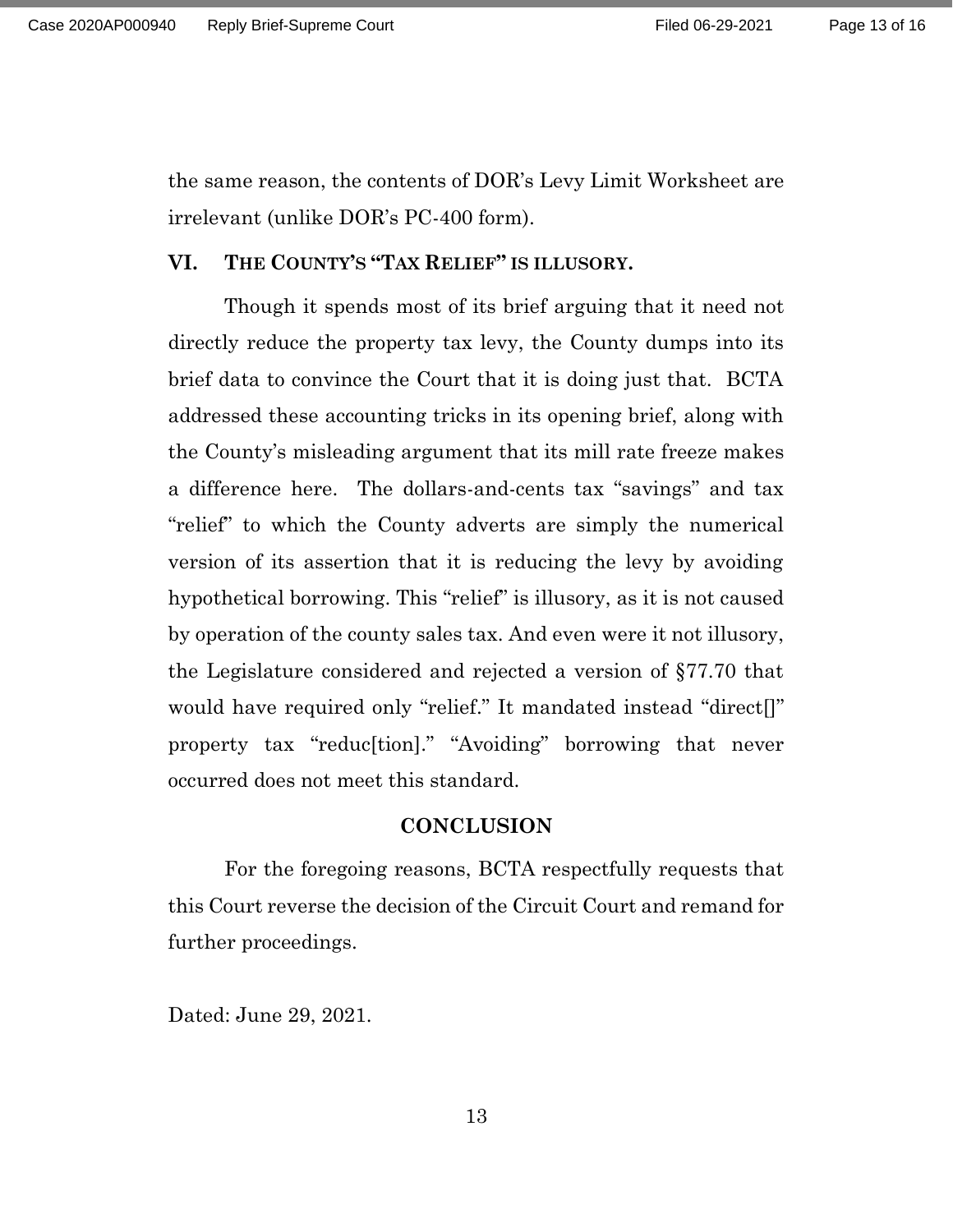the same reason, the contents of DOR's Levy Limit Worksheet are irrelevant (unlike DOR's PC-400 form).

## VI. THE COUNTY'S "TAX RELIEF" IS ILLUSORY.

Though it spends most of its brief arguing that it need not directly reduce the property tax levy, the County dumps into its brief data to convince the Court that it is doing just that. BCTA addressed these accounting tricks in its opening brief, along with the County's misleading argument that its mill rate freeze makes a difference here. The dollars-and-cents tax "savings" and tax "relief" to which the County adverts are simply the numerical version of its assertion that it is reducing the levy by avoiding hypothetical borrowing. This "relief" is illusory, as it is not caused by operation of the county sales tax. And even were it not illusory, the Legislature considered and rejected a version of §77.70 that would have required only "relief." It mandated instead "direct[]" property tax "reduc[tion]." "Avoiding" borrowing that never occurred does not meet this standard.

## CONCLUSION

For the foregoing reasons, BCTA respectfully requests that this Court reverse the decision of the Circuit Court and remand for further proceedings.

Dated: June 29, 2021.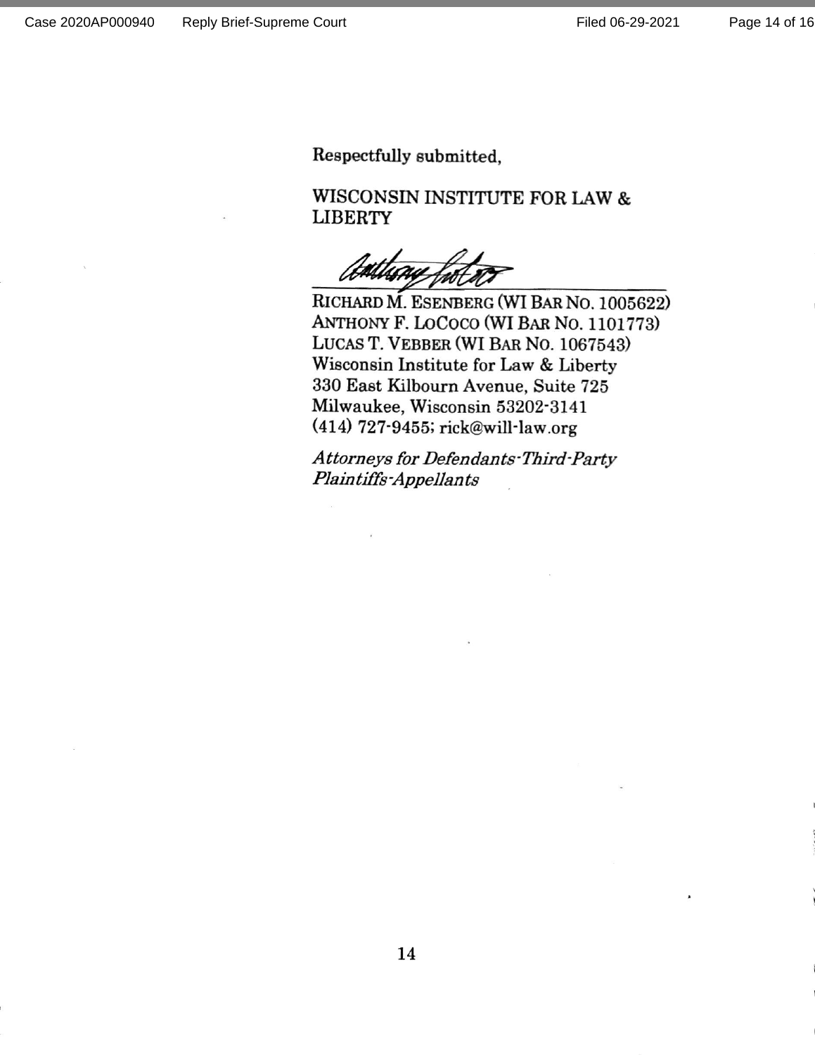Respectfully submitted,

WISCONSIN INSTITUTE FOR LAW & LIBERTY

_______________________________

RICHARD M. ESENBERG (WI BAR NO. 1005622)
ANTHONY F. LOCOCO (WI BAR NO. 1101773)
LUCAS T. VEBBER (WI BAR NO. 1067543)
Wisconsin Institute for Law & Liberty
330 East Kilbourn Avenue, Suite 725
Milwaukee, Wisconsin 53202-3141
(414) 727-9455; rick@will-law.org

*Attorneys for Defendants-Third-Party Plaintiffs-Appellants*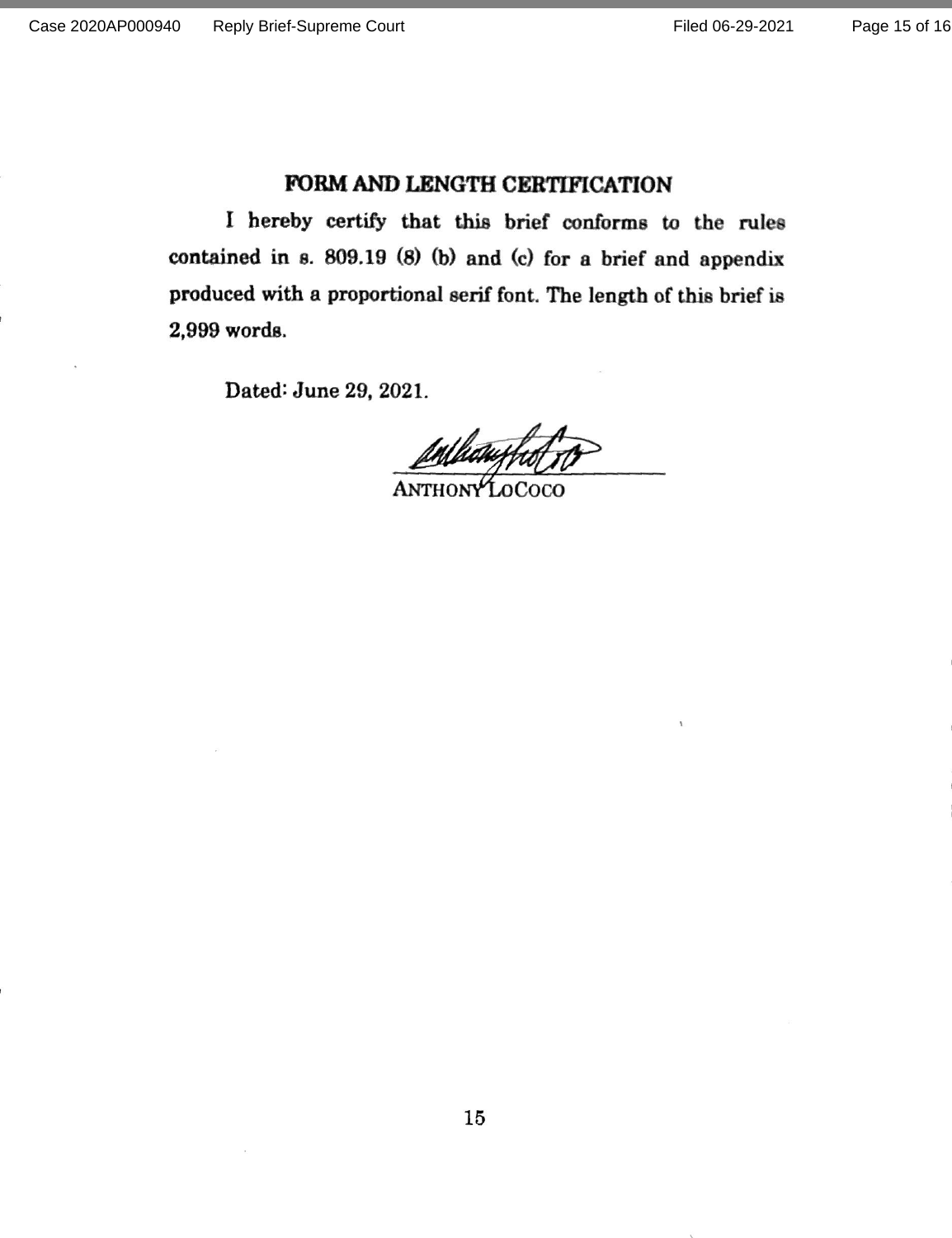## FORM AND LENGTH CERTIFICATION

I hereby certify that this brief conforms to the rules contained in s. 809.19 (8) (b) and (c) for a brief and appendix produced with a proportional serif font. The length of this brief is 2,999 words.

Dated: June 29, 2021.

ANTHONY LOCOCO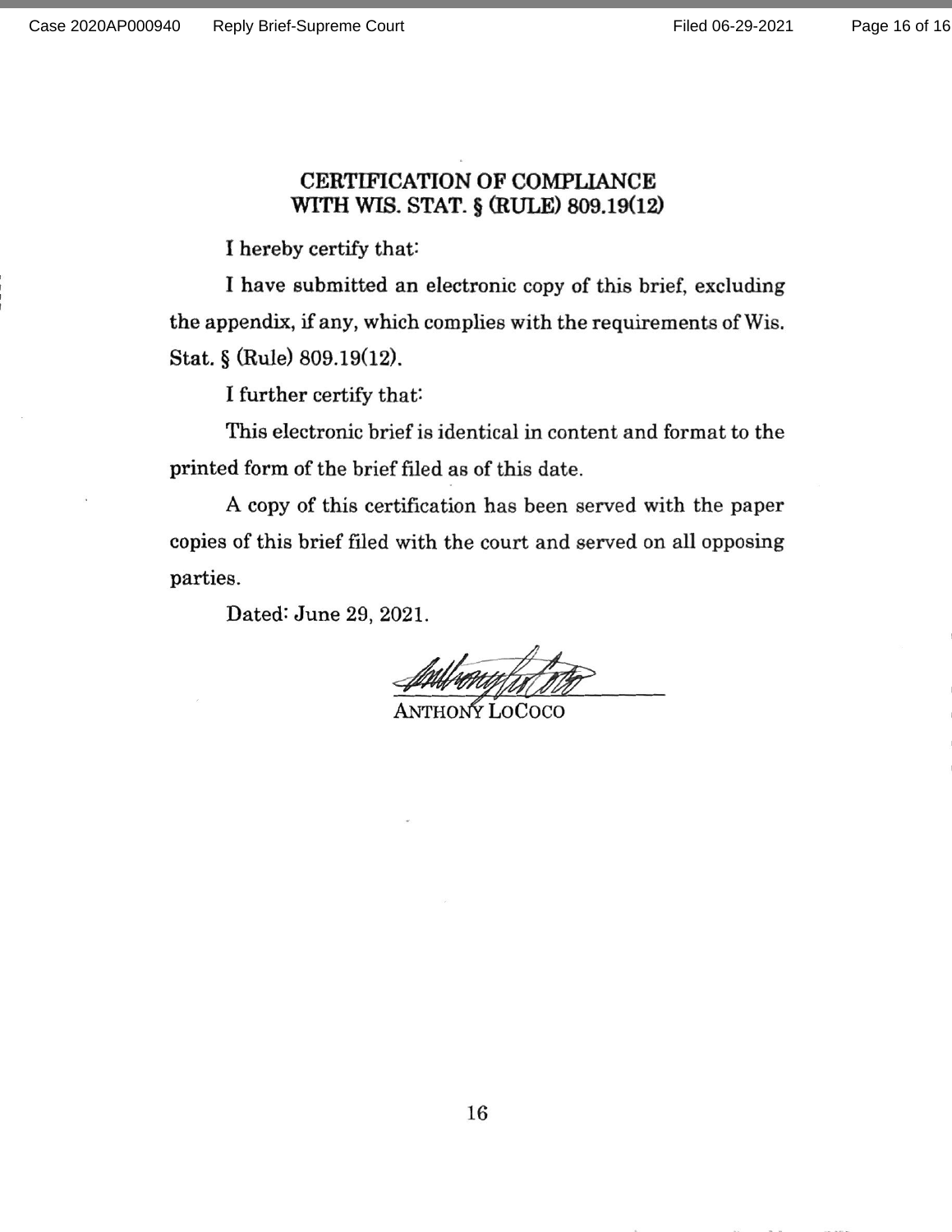## CERTIFICATION OF COMPLIANCE WITH WIS. STAT. § (RULE) 809.19(12)

I hereby certify that:

I have submitted an electronic copy of this brief, excluding the appendix, if any, which complies with the requirements of Wis. Stat. § (Rule) 809.19(12).

I further certify that:

This electronic brief is identical in content and format to the printed form of the brief filed as of this date.

A copy of this certification has been served with the paper copies of this brief filed with the court and served on all opposing parties.

Dated: June 29, 2021.

ANTHONY LOCOCO